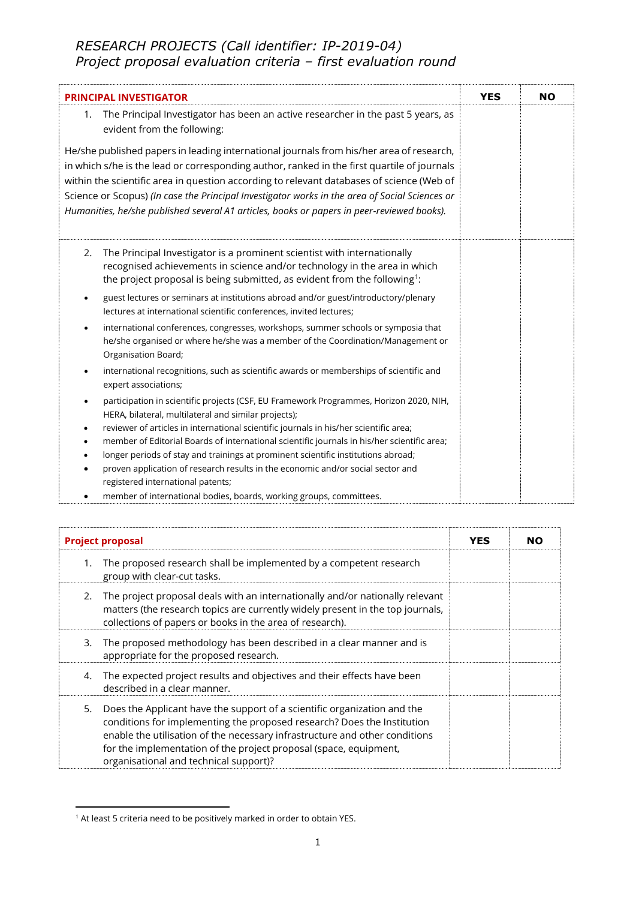*RESEARCH PROJECTS (Call identifier: IP-2019-04)*
*Project proposal evaluation criteria – first evaluation round*

| **PRINCIPAL INVESTIGATOR** | **YES** | **NO** |
|---|---|---|
| 1. The Principal Investigator has been an active researcher in the past 5 years, as evident from the following:<br><br>He/she published papers in leading international journals from his/her area of research, in which s/he is the lead or corresponding author, ranked in the first quartile of journals within the scientific area in question according to relevant databases of science (Web of Science or Scopus) *(In case the Principal Investigator works in the area of Social Sciences or Humanities, he/she published several A1 articles, books or papers in peer-reviewed books).* | | |
| 2. The Principal Investigator is a prominent scientist with internationally recognised achievements in science and/or technology in the area in which the project proposal is being submitted, as evident from the following[1]:<br>• guest lectures or seminars at institutions abroad and/or guest/introductory/plenary lectures at international scientific conferences, invited lectures;<br>• international conferences, congresses, workshops, summer schools or symposia that he/she organised or where he/she was a member of the Coordination/Management or Organisation Board;<br>• international recognitions, such as scientific awards or memberships of scientific and expert associations;<br>• participation in scientific projects (CSF, EU Framework Programmes, Horizon 2020, NIH, HERA, bilateral, multilateral and similar projects);<br>• reviewer of articles in international scientific journals in his/her scientific area;<br>• member of Editorial Boards of international scientific journals in his/her scientific area;<br>• longer periods of stay and trainings at prominent scientific institutions abroad;<br>• proven application of research results in the economic and/or social sector and registered international patents;<br>• member of international bodies, boards, working groups, committees. | | |

| **Project proposal** | **YES** | **NO** |
|---|---|---|
| 1. The proposed research shall be implemented by a competent research group with clear-cut tasks. | | |
| 2. The project proposal deals with an internationally and/or nationally relevant matters (the research topics are currently widely present in the top journals, collections of papers or books in the area of research). | | |
| 3. The proposed methodology has been described in a clear manner and is appropriate for the proposed research. | | |
| 4. The expected project results and objectives and their effects have been described in a clear manner. | | |
| 5. Does the Applicant have the support of a scientific organization and the conditions for implementing the proposed research? Does the Institution enable the utilisation of the necessary infrastructure and other conditions for the implementation of the project proposal (space, equipment, organisational and technical support)? | | |

[1] At least 5 criteria need to be positively marked in order to obtain YES.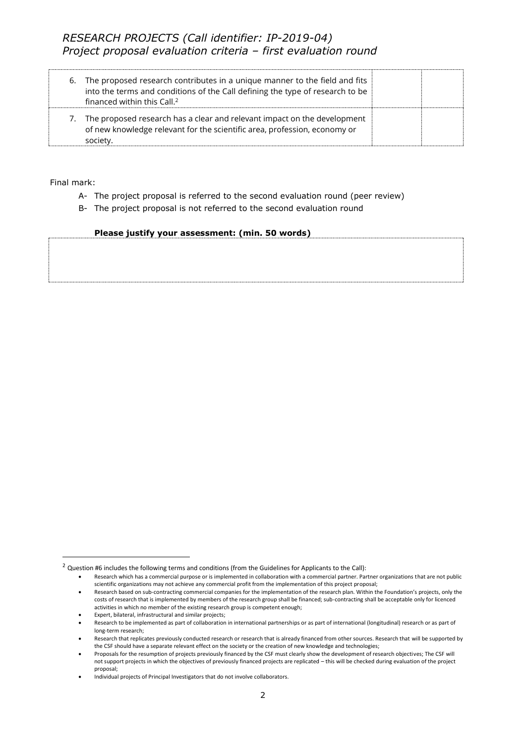| | | |
|---|---|---|
| 6. The proposed research contributes in a unique manner to the field and fits into the terms and conditions of the Call defining the type of research to be financed within this Call.[2] | | |
| 7. The proposed research has a clear and relevant impact on the development of new knowledge relevant for the scientific area, profession, economy or society. | | |

Final mark:

- A- The project proposal is referred to the second evaluation round (peer review)
- B- The project proposal is not referred to the second evaluation round

**Please justify your assessment: (min. 50 words)**

| |
|---|
| |

[2] Question #6 includes the following terms and conditions (from the Guidelines for Applicants to the Call):

- Research which has a commercial purpose or is implemented in collaboration with a commercial partner. Partner organizations that are not public scientific organizations may not achieve any commercial profit from the implementation of this project proposal;
- Research based on sub-contracting commercial companies for the implementation of the research plan. Within the Foundation's projects, only the costs of research that is implemented by members of the research group shall be financed; sub-contracting shall be acceptable only for licenced activities in which no member of the existing research group is competent enough;
- Expert, bilateral, infrastructural and similar projects;
- Research to be implemented as part of collaboration in international partnerships or as part of international (longitudinal) research or as part of long-term research;
- Research that replicates previously conducted research or research that is already financed from other sources. Research that will be supported by the CSF should have a separate relevant effect on the society or the creation of new knowledge and technologies;
- Proposals for the resumption of projects previously financed by the CSF must clearly show the development of research objectives; The CSF will not support projects in which the objectives of previously financed projects are replicated – this will be checked during evaluation of the project proposal;
- Individual projects of Principal Investigators that do not involve collaborators.